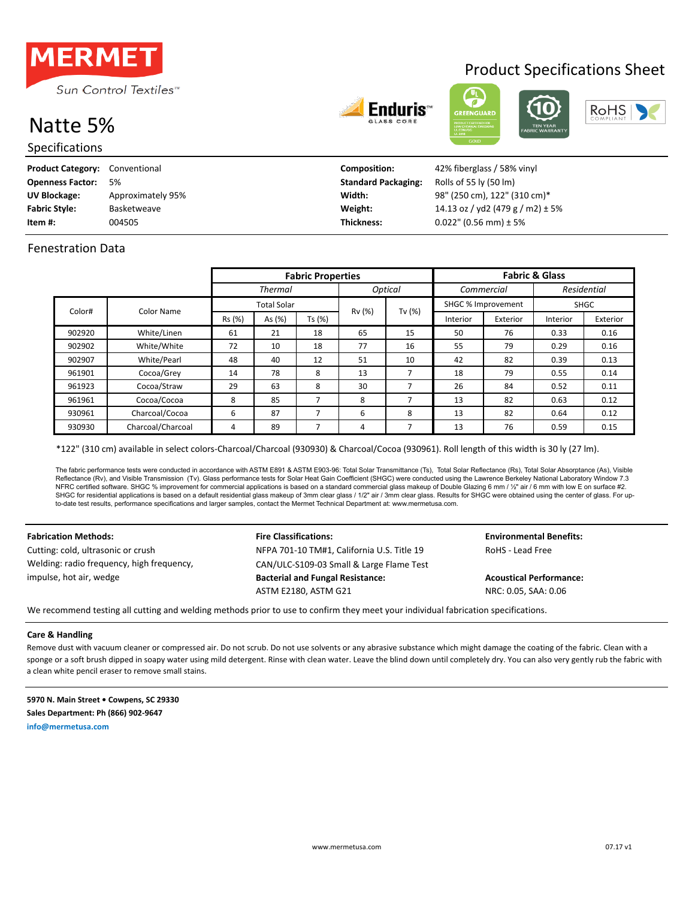MERMET

Sun Control Textiles™

# Product Specifications Sheet

# Natte 5%

## Specifications

**Product Category:** Conventional
**Openness Factor:** 5%
**UV Blockage:** Approximately 95%
**Fabric Style:** Basketweave
**Item #:** 004505

**Composition:** 42% fiberglass / 58% vinyl
**Standard Packaging:** Rolls of 55 ly (50 lm)
**Width:** 98" (250 cm), 122" (310 cm)*
**Weight:** 14.13 oz / yd2 (479 g / m2) ± 5%
**Thickness:** 0.022" (0.56 mm) ± 5%

## Fenestration Data

| | | Fabric Properties | | | | | Fabric & Glass | | | |
|---|---|---|---|---|---|---|---|---|---|---|
| | | Thermal | | | Optical | | Commercial | | Residential | |
| Color# | Color Name | Total Solar | | | Rv (%) | Tv (%) | SHGC % Improvement | | SHGC | |
| | | Rs (%) | As (%) | Ts (%) | | | Interior | Exterior | Interior | Exterior |
| 902920 | White/Linen | 61 | 21 | 18 | 65 | 15 | 50 | 76 | 0.33 | 0.16 |
| 902902 | White/White | 72 | 10 | 18 | 77 | 16 | 55 | 79 | 0.29 | 0.16 |
| 902907 | White/Pearl | 48 | 40 | 12 | 51 | 10 | 42 | 82 | 0.39 | 0.13 |
| 961901 | Cocoa/Grey | 14 | 78 | 8 | 13 | 7 | 18 | 79 | 0.55 | 0.14 |
| 961923 | Cocoa/Straw | 29 | 63 | 8 | 30 | 7 | 26 | 84 | 0.52 | 0.11 |
| 961961 | Cocoa/Cocoa | 8 | 85 | 7 | 8 | 7 | 13 | 82 | 0.63 | 0.12 |
| 930961 | Charcoal/Cocoa | 6 | 87 | 7 | 6 | 8 | 13 | 82 | 0.64 | 0.12 |
| 930930 | Charcoal/Charcoal | 4 | 89 | 7 | 4 | 7 | 13 | 76 | 0.59 | 0.15 |

*122" (310 cm) available in select colors-Charcoal/Charcoal (930930) & Charcoal/Cocoa (930961). Roll length of this width is 30 ly (27 lm).

The fabric performance tests were conducted in accordance with ASTM E891 & ASTM E903-96: Total Solar Transmittance (Ts), Total Solar Reflectance (Rs), Total Solar Absorptance (As), Visible Reflectance (Rv), and Visible Transmission (Tv). Glass performance tests for Solar Heat Gain Coefficient (SHGC) were conducted using the Lawrence Berkeley National Laboratory Window 7.3 NFRC certified software. SHGC % improvement for commercial applications is based on a standard commercial glass makeup of Double Glazing 6 mm / ½" air / 6 mm with low E on surface #2. SHGC for residential applications is based on a default residential glass makeup of 3mm clear glass / 1/2" air / 3mm clear glass. Results for SHGC were obtained using the center of glass. For up-to-date test results, performance specifications and larger samples, contact the Mermet Technical Department at: www.mermetusa.com.

**Fabrication Methods:**
Cutting: cold, ultrasonic or crush
Welding: radio frequency, high frequency, impulse, hot air, wedge

**Fire Classifications:**
NFPA 701-10 TM#1, California U.S. Title 19
CAN/ULC-S109-03 Small & Large Flame Test

**Bacterial and Fungal Resistance:**
ASTM E2180, ASTM G21

**Environmental Benefits:**
RoHS - Lead Free

**Acoustical Performance:**
NRC: 0.05, SAA: 0.06

We recommend testing all cutting and welding methods prior to use to confirm they meet your individual fabrication specifications.

**Care & Handling**

Remove dust with vacuum cleaner or compressed air. Do not scrub. Do not use solvents or any abrasive substance which might damage the coating of the fabric. Clean with a sponge or a soft brush dipped in soapy water using mild detergent. Rinse with clean water. Leave the blind down until completely dry. You can also very gently rub the fabric with a clean white pencil eraser to remove small stains.

**5970 N. Main Street • Cowpens, SC 29330**
**Sales Department: Ph (866) 902-9647**
**info@mermetusa.com**

www.mermetusa.com

07.17 v1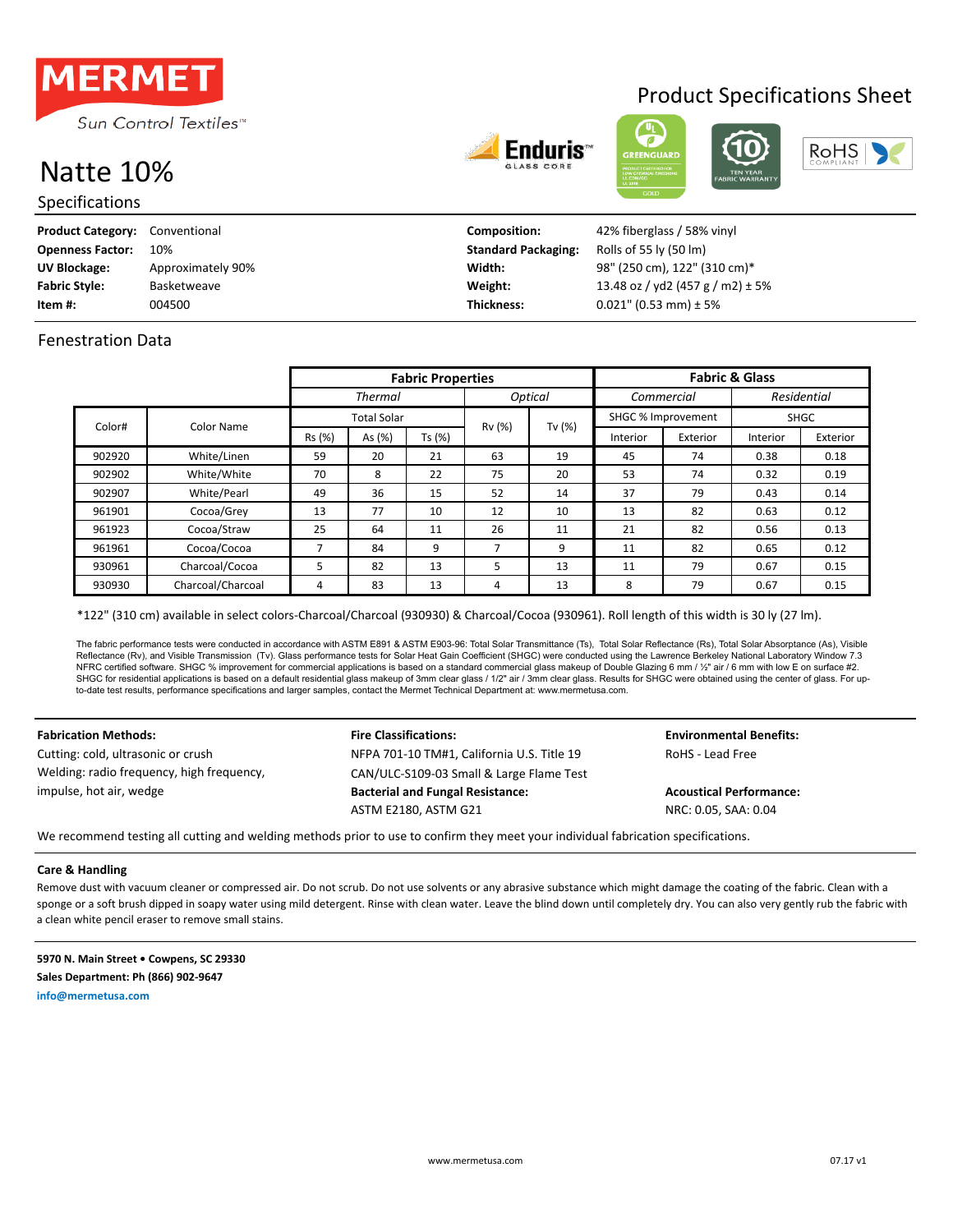MERMET

Sun Control Textiles™

# Product Specifications Sheet

Enduris™ GLASS CORE

GREENGUARD GOLD

TEN YEAR FABRIC WARRANTY

RoHS COMPLIANT

# Natte 10%

## Specifications

**Product Category:** Conventional
**Openness Factor:** 10%
**UV Blockage:** Approximately 90%
**Fabric Style:** Basketweave
**Item #:** 004500

**Composition:** 42% fiberglass / 58% vinyl
**Standard Packaging:** Rolls of 55 ly (50 lm)
**Width:** 98" (250 cm), 122" (310 cm)*
**Weight:** 13.48 oz / yd2 (457 g / m2) ± 5%
**Thickness:** 0.021" (0.53 mm) ± 5%

## Fenestration Data

| | | Fabric Properties | | | | | Fabric & Glass | | | |
|---|---|---|---|---|---|---|---|---|---|---|
| | | Thermal | | | Optical | | Commercial | | Residential | |
| Color# | Color Name | Total Solar | | | Rv (%) | Tv (%) | SHGC % Improvement | | SHGC | |
| | | Rs (%) | As (%) | Ts (%) | | | Interior | Exterior | Interior | Exterior |
| 902920 | White/Linen | 59 | 20 | 21 | 63 | 19 | 45 | 74 | 0.38 | 0.18 |
| 902902 | White/White | 70 | 8 | 22 | 75 | 20 | 53 | 74 | 0.32 | 0.19 |
| 902907 | White/Pearl | 49 | 36 | 15 | 52 | 14 | 37 | 79 | 0.43 | 0.14 |
| 961901 | Cocoa/Grey | 13 | 77 | 10 | 12 | 10 | 13 | 82 | 0.63 | 0.12 |
| 961923 | Cocoa/Straw | 25 | 64 | 11 | 26 | 11 | 21 | 82 | 0.56 | 0.13 |
| 961961 | Cocoa/Cocoa | 7 | 84 | 9 | 7 | 9 | 11 | 82 | 0.65 | 0.12 |
| 930961 | Charcoal/Cocoa | 5 | 82 | 13 | 5 | 13 | 11 | 79 | 0.67 | 0.15 |
| 930930 | Charcoal/Charcoal | 4 | 83 | 13 | 4 | 13 | 8 | 79 | 0.67 | 0.15 |

*122" (310 cm) available in select colors-Charcoal/Charcoal (930930) & Charcoal/Cocoa (930961). Roll length of this width is 30 ly (27 lm).

The fabric performance tests were conducted in accordance with ASTM E891 & ASTM E903-96: Total Solar Transmittance (Ts), Total Solar Reflectance (Rs), Total Solar Absorptance (As), Visible Reflectance (Rv), and Visible Transmission (Tv). Glass performance tests for Solar Heat Gain Coefficient (SHGC) were conducted using the Lawrence Berkeley National Laboratory Window 7.3 NFRC certified software. SHGC % improvement for commercial applications is based on a standard commercial glass makeup of Double Glazing 6 mm / ½" air / 6 mm with low E on surface #2. SHGC for residential applications is based on a default residential glass makeup of 3mm clear glass / 1/2" air / 3mm clear glass. Results for SHGC were obtained using the center of glass. For up-to-date test results, performance specifications and larger samples, contact the Mermet Technical Department at: www.mermetusa.com.

**Fabrication Methods:**
Cutting: cold, ultrasonic or crush
Welding: radio frequency, high frequency, impulse, hot air, wedge

**Fire Classifications:**
NFPA 701-10 TM#1, California U.S. Title 19
CAN/ULC-S109-03 Small & Large Flame Test

**Bacterial and Fungal Resistance:**
ASTM E2180, ASTM G21

**Environmental Benefits:**
RoHS - Lead Free

**Acoustical Performance:**
NRC: 0.05, SAA: 0.04

We recommend testing all cutting and welding methods prior to use to confirm they meet your individual fabrication specifications.

**Care & Handling**

Remove dust with vacuum cleaner or compressed air. Do not scrub. Do not use solvents or any abrasive substance which might damage the coating of the fabric. Clean with a sponge or a soft brush dipped in soapy water using mild detergent. Rinse with clean water. Leave the blind down until completely dry. You can also very gently rub the fabric with a clean white pencil eraser to remove small stains.

**5970 N. Main Street • Cowpens, SC 29330**
**Sales Department: Ph (866) 902-9647**
**info@mermetusa.com**

www.mermetusa.com

07.17 v1